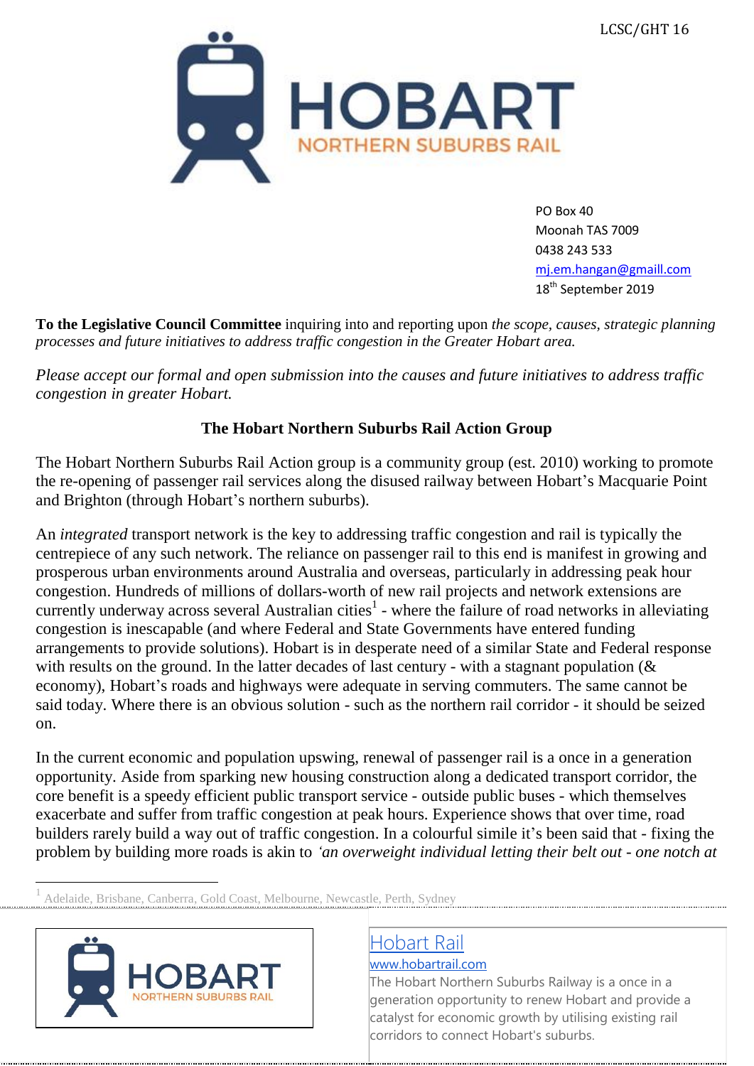LCSC/GHT 16

HOBART
NORTHERN SUBURBS RAIL

PO Box 40
Moonah TAS 7009
0438 243 533
mj.em.hangan@gmaill.com
18th September 2019

**To the Legislative Council Committee** inquiring into and reporting upon *the scope, causes, strategic planning processes and future initiatives to address traffic congestion in the Greater Hobart area.*

*Please accept our formal and open submission into the causes and future initiatives to address traffic congestion in greater Hobart.*

## The Hobart Northern Suburbs Rail Action Group

The Hobart Northern Suburbs Rail Action group is a community group (est. 2010) working to promote the re-opening of passenger rail services along the disused railway between Hobart's Macquarie Point and Brighton (through Hobart's northern suburbs).

An *integrated* transport network is the key to addressing traffic congestion and rail is typically the centrepiece of any such network. The reliance on passenger rail to this end is manifest in growing and prosperous urban environments around Australia and overseas, particularly in addressing peak hour congestion. Hundreds of millions of dollars-worth of new rail projects and network extensions are currently underway across several Australian cities[1] - where the failure of road networks in alleviating congestion is inescapable (and where Federal and State Governments have entered funding arrangements to provide solutions). Hobart is in desperate need of a similar State and Federal response with results on the ground. In the latter decades of last century - with a stagnant population (& economy), Hobart's roads and highways were adequate in serving commuters. The same cannot be said today. Where there is an obvious solution - such as the northern rail corridor - it should be seized on.

In the current economic and population upswing, renewal of passenger rail is a once in a generation opportunity. Aside from sparking new housing construction along a dedicated transport corridor, the core benefit is a speedy efficient public transport service - outside public buses - which themselves exacerbate and suffer from traffic congestion at peak hours. Experience shows that over time, road builders rarely build a way out of traffic congestion. In a colourful simile it's been said that - fixing the problem by building more roads is akin to *'an overweight individual letting their belt out - one notch at*

[1] Adelaide, Brisbane, Canberra, Gold Coast, Melbourne, Newcastle, Perth, Sydney

HOBART
NORTHERN SUBURBS RAIL

Hobart Rail
www.hobartrail.com
The Hobart Northern Suburbs Railway is a once in a generation opportunity to renew Hobart and provide a catalyst for economic growth by utilising existing rail corridors to connect Hobart's suburbs.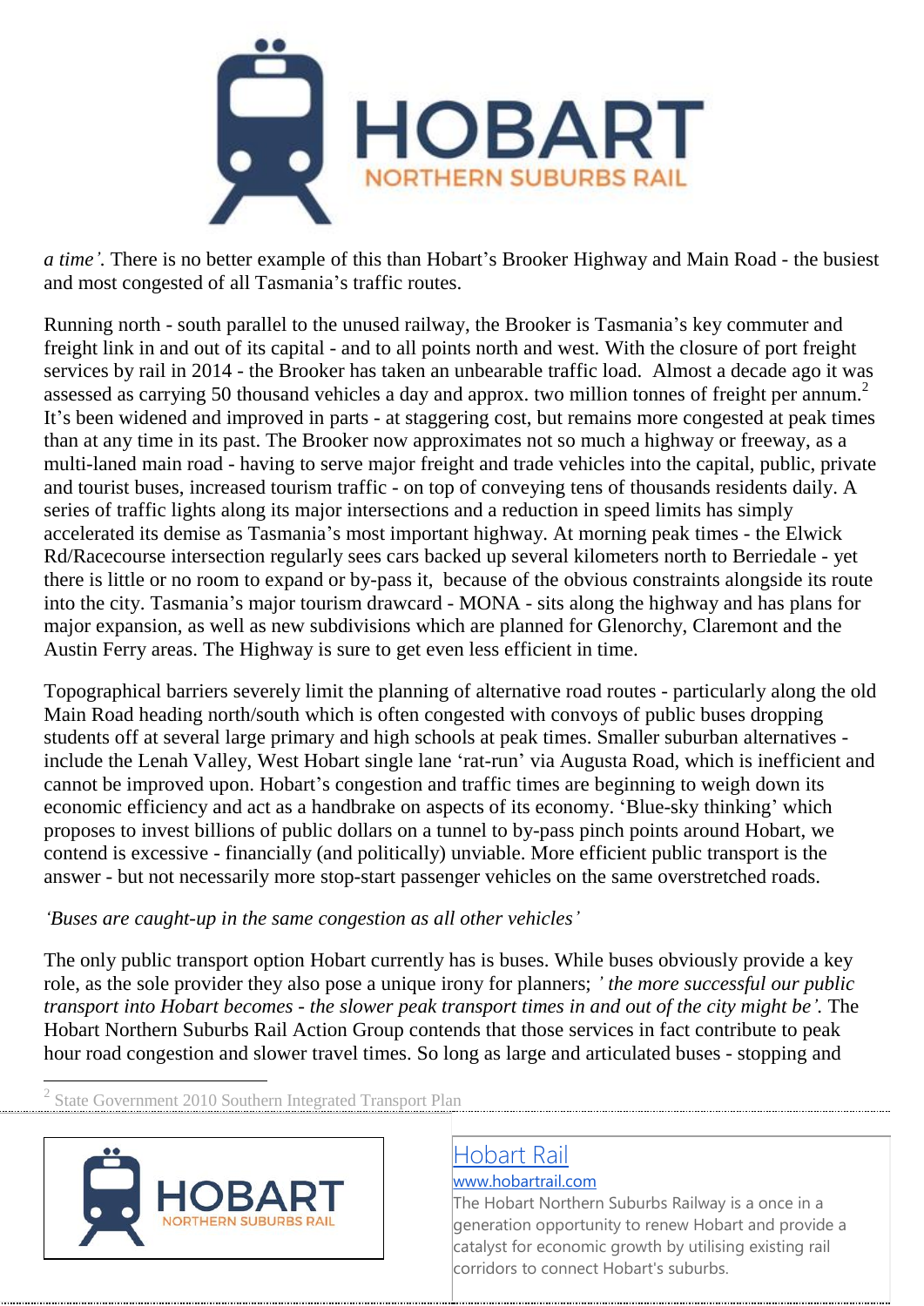*a time'.* There is no better example of this than Hobart's Brooker Highway and Main Road - the busiest and most congested of all Tasmania's traffic routes.

Running north - south parallel to the unused railway, the Brooker is Tasmania's key commuter and freight link in and out of its capital - and to all points north and west. With the closure of port freight services by rail in 2014 - the Brooker has taken an unbearable traffic load. Almost a decade ago it was assessed as carrying 50 thousand vehicles a day and approx. two million tonnes of freight per annum.[2] It's been widened and improved in parts - at staggering cost, but remains more congested at peak times than at any time in its past. The Brooker now approximates not so much a highway or freeway, as a multi-laned main road - having to serve major freight and trade vehicles into the capital, public, private and tourist buses, increased tourism traffic - on top of conveying tens of thousands residents daily. A series of traffic lights along its major intersections and a reduction in speed limits has simply accelerated its demise as Tasmania's most important highway. At morning peak times - the Elwick Rd/Racecourse intersection regularly sees cars backed up several kilometers north to Berriedale - yet there is little or no room to expand or by-pass it, because of the obvious constraints alongside its route into the city. Tasmania's major tourism drawcard - MONA - sits along the highway and has plans for major expansion, as well as new subdivisions which are planned for Glenorchy, Claremont and the Austin Ferry areas. The Highway is sure to get even less efficient in time.

Topographical barriers severely limit the planning of alternative road routes - particularly along the old Main Road heading north/south which is often congested with convoys of public buses dropping students off at several large primary and high schools at peak times. Smaller suburban alternatives - include the Lenah Valley, West Hobart single lane 'rat-run' via Augusta Road, which is inefficient and cannot be improved upon. Hobart's congestion and traffic times are beginning to weigh down its economic efficiency and act as a handbrake on aspects of its economy. 'Blue-sky thinking' which proposes to invest billions of public dollars on a tunnel to by-pass pinch points around Hobart, we contend is excessive - financially (and politically) unviable. More efficient public transport is the answer - but not necessarily more stop-start passenger vehicles on the same overstretched roads.

*'Buses are caught-up in the same congestion as all other vehicles'*

The only public transport option Hobart currently has is buses. While buses obviously provide a key role, as the sole provider they also pose a unique irony for planners; *' the more successful our public transport into Hobart becomes - the slower peak transport times in and out of the city might be'.* The Hobart Northern Suburbs Rail Action Group contends that those services in fact contribute to peak hour road congestion and slower travel times. So long as large and articulated buses - stopping and

[2] State Government 2010 Southern Integrated Transport Plan

Hobart Rail
www.hobartrail.com
The Hobart Northern Suburbs Railway is a once in a generation opportunity to renew Hobart and provide a catalyst for economic growth by utilising existing rail corridors to connect Hobart's suburbs.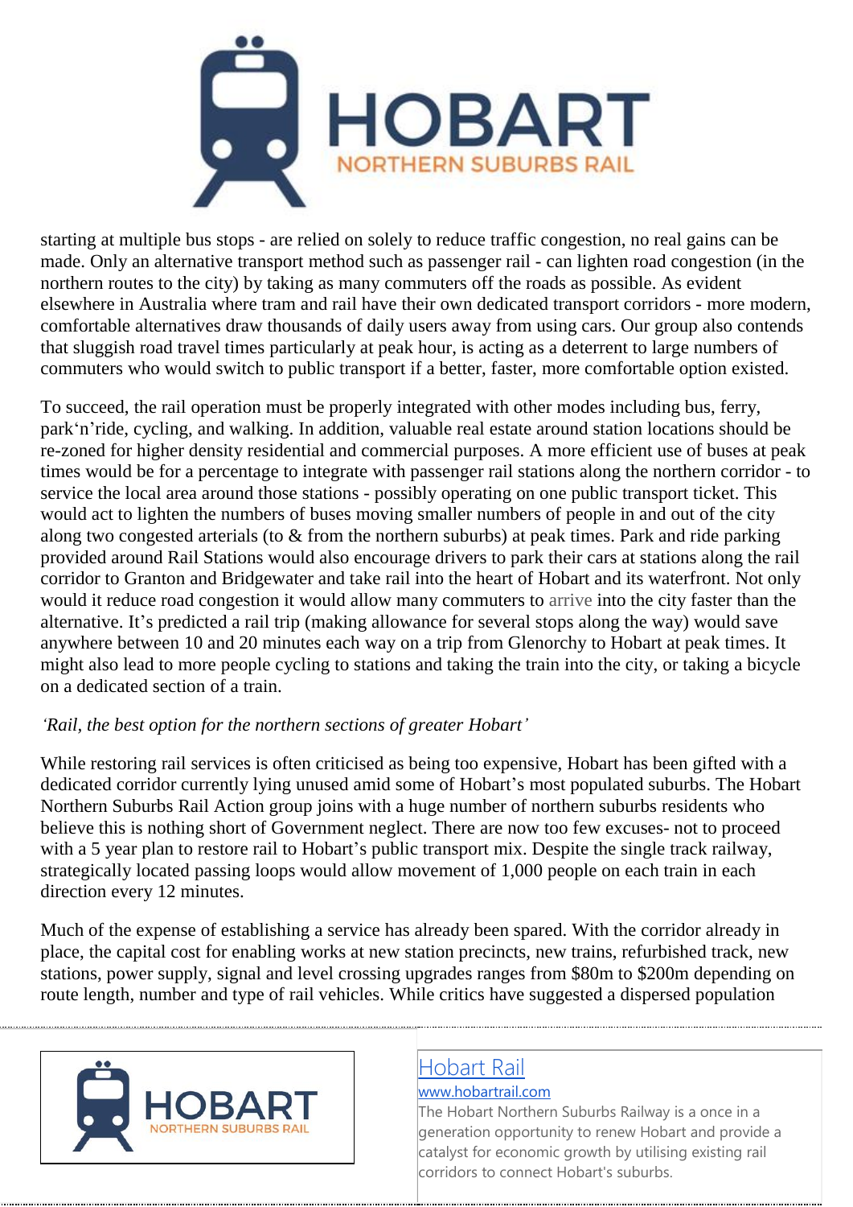starting at multiple bus stops - are relied on solely to reduce traffic congestion, no real gains can be made. Only an alternative transport method such as passenger rail - can lighten road congestion (in the northern routes to the city) by taking as many commuters off the roads as possible. As evident elsewhere in Australia where tram and rail have their own dedicated transport corridors - more modern, comfortable alternatives draw thousands of daily users away from using cars. Our group also contends that sluggish road travel times particularly at peak hour, is acting as a deterrent to large numbers of commuters who would switch to public transport if a better, faster, more comfortable option existed.

To succeed, the rail operation must be properly integrated with other modes including bus, ferry, park'n'ride, cycling, and walking. In addition, valuable real estate around station locations should be re-zoned for higher density residential and commercial purposes. A more efficient use of buses at peak times would be for a percentage to integrate with passenger rail stations along the northern corridor - to service the local area around those stations - possibly operating on one public transport ticket. This would act to lighten the numbers of buses moving smaller numbers of people in and out of the city along two congested arterials (to & from the northern suburbs) at peak times. Park and ride parking provided around Rail Stations would also encourage drivers to park their cars at stations along the rail corridor to Granton and Bridgewater and take rail into the heart of Hobart and its waterfront. Not only would it reduce road congestion it would allow many commuters to arrive into the city faster than the alternative. It's predicted a rail trip (making allowance for several stops along the way) would save anywhere between 10 and 20 minutes each way on a trip from Glenorchy to Hobart at peak times. It might also lead to more people cycling to stations and taking the train into the city, or taking a bicycle on a dedicated section of a train.

*'Rail, the best option for the northern sections of greater Hobart'*

While restoring rail services is often criticised as being too expensive, Hobart has been gifted with a dedicated corridor currently lying unused amid some of Hobart's most populated suburbs. The Hobart Northern Suburbs Rail Action group joins with a huge number of northern suburbs residents who believe this is nothing short of Government neglect. There are now too few excuses- not to proceed with a 5 year plan to restore rail to Hobart's public transport mix. Despite the single track railway, strategically located passing loops would allow movement of 1,000 people on each train in each direction every 12 minutes.

Much of the expense of establishing a service has already been spared. With the corridor already in place, the capital cost for enabling works at new station precincts, new trains, refurbished track, new stations, power supply, signal and level crossing upgrades ranges from \$80m to \$200m depending on route length, number and type of rail vehicles. While critics have suggested a dispersed population

[Hobart Rail](www.hobartrail.com)
www.hobartrail.com
The Hobart Northern Suburbs Railway is a once in a generation opportunity to renew Hobart and provide a catalyst for economic growth by utilising existing rail corridors to connect Hobart's suburbs.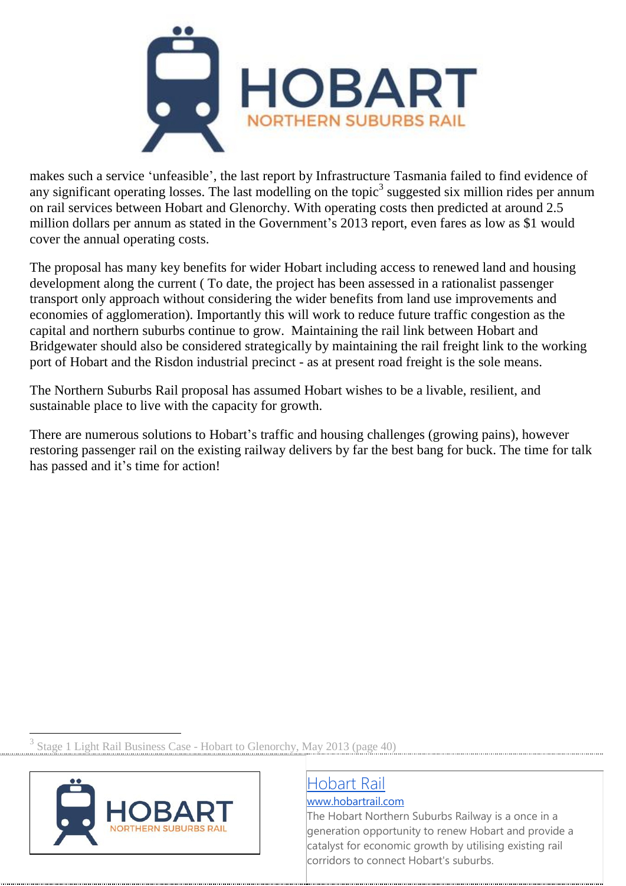makes such a service 'unfeasible', the last report by Infrastructure Tasmania failed to find evidence of any significant operating losses. The last modelling on the topic[3] suggested six million rides per annum on rail services between Hobart and Glenorchy. With operating costs then predicted at around 2.5 million dollars per annum as stated in the Government's 2013 report, even fares as low as $1 would cover the annual operating costs.

The proposal has many key benefits for wider Hobart including access to renewed land and housing development along the current ( To date, the project has been assessed in a rationalist passenger transport only approach without considering the wider benefits from land use improvements and economies of agglomeration). Importantly this will work to reduce future traffic congestion as the capital and northern suburbs continue to grow. Maintaining the rail link between Hobart and Bridgewater should also be considered strategically by maintaining the rail freight link to the working port of Hobart and the Risdon industrial precinct - as at present road freight is the sole means.

The Northern Suburbs Rail proposal has assumed Hobart wishes to be a livable, resilient, and sustainable place to live with the capacity for growth.

There are numerous solutions to Hobart's traffic and housing challenges (growing pains), however restoring passenger rail on the existing railway delivers by far the best bang for buck. The time for talk has passed and it's time for action!

[3] Stage 1 Light Rail Business Case - Hobart to Glenorchy, May 2013 (page 40)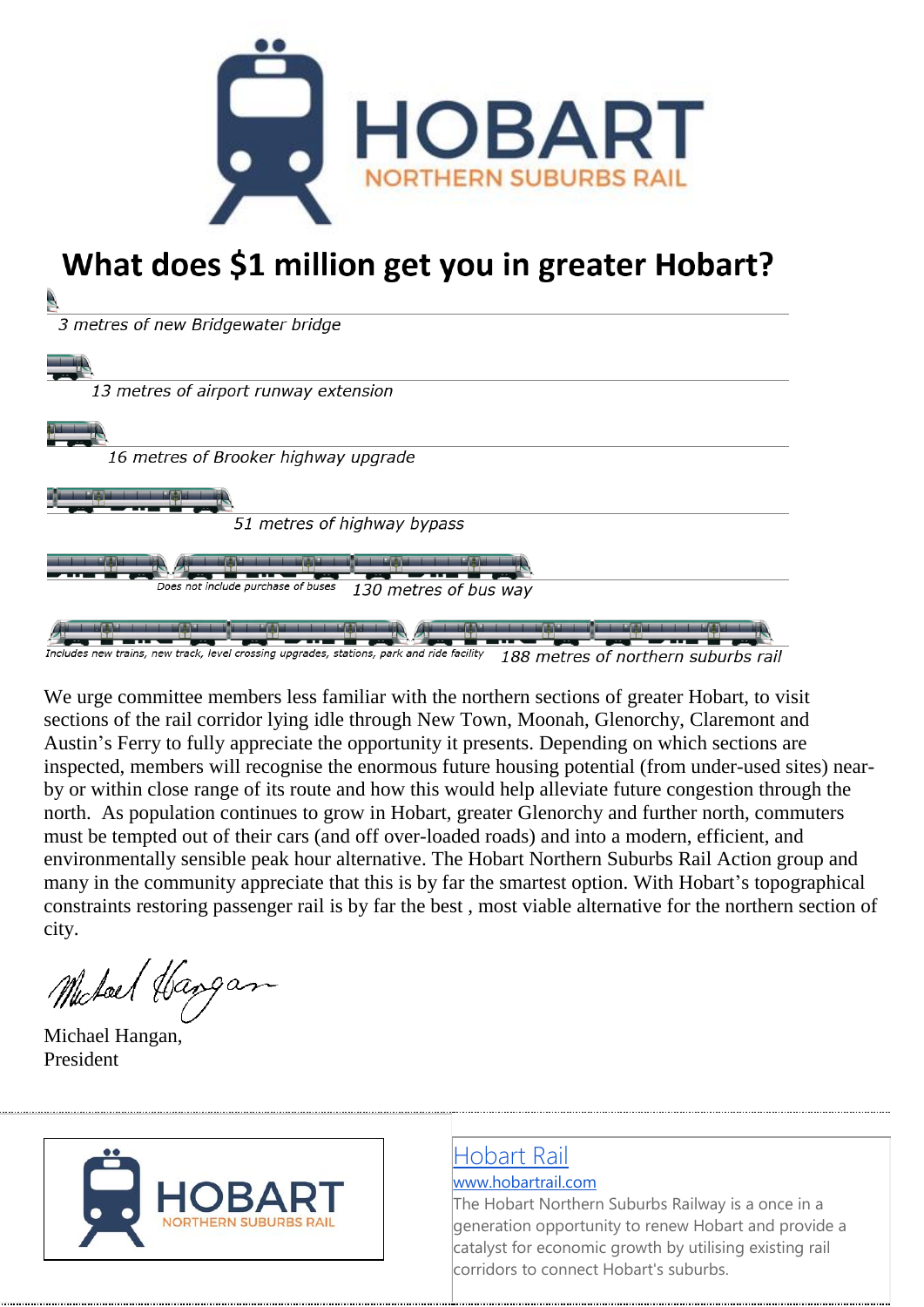HOBART
NORTHERN SUBURBS RAIL

# What does $1 million get you in greater Hobart?

*3 metres of new Bridgewater bridge*

*13 metres of airport runway extension*

*16 metres of Brooker highway upgrade*

*51 metres of highway bypass*

*Does not include purchase of buses* — *130 metres of bus way*

*Includes new trains, new track, level crossing upgrades, stations, park and ride facility* — *188 metres of northern suburbs rail*

We urge committee members less familiar with the northern sections of greater Hobart, to visit sections of the rail corridor lying idle through New Town, Moonah, Glenorchy, Claremont and Austin's Ferry to fully appreciate the opportunity it presents. Depending on which sections are inspected, members will recognise the enormous future housing potential (from under-used sites) near-by or within close range of its route and how this would help alleviate future congestion through the north. As population continues to grow in Hobart, greater Glenorchy and further north, commuters must be tempted out of their cars (and off over-loaded roads) and into a modern, efficient, and environmentally sensible peak hour alternative. The Hobart Northern Suburbs Rail Action group and many in the community appreciate that this is by far the smartest option. With Hobart's topographical constraints restoring passenger rail is by far the best , most viable alternative for the northern section of city.

Michael Hangan,
President

HOBART
NORTHERN SUBURBS RAIL

Hobart Rail
www.hobartrail.com
The Hobart Northern Suburbs Railway is a once in a generation opportunity to renew Hobart and provide a catalyst for economic growth by utilising existing rail corridors to connect Hobart's suburbs.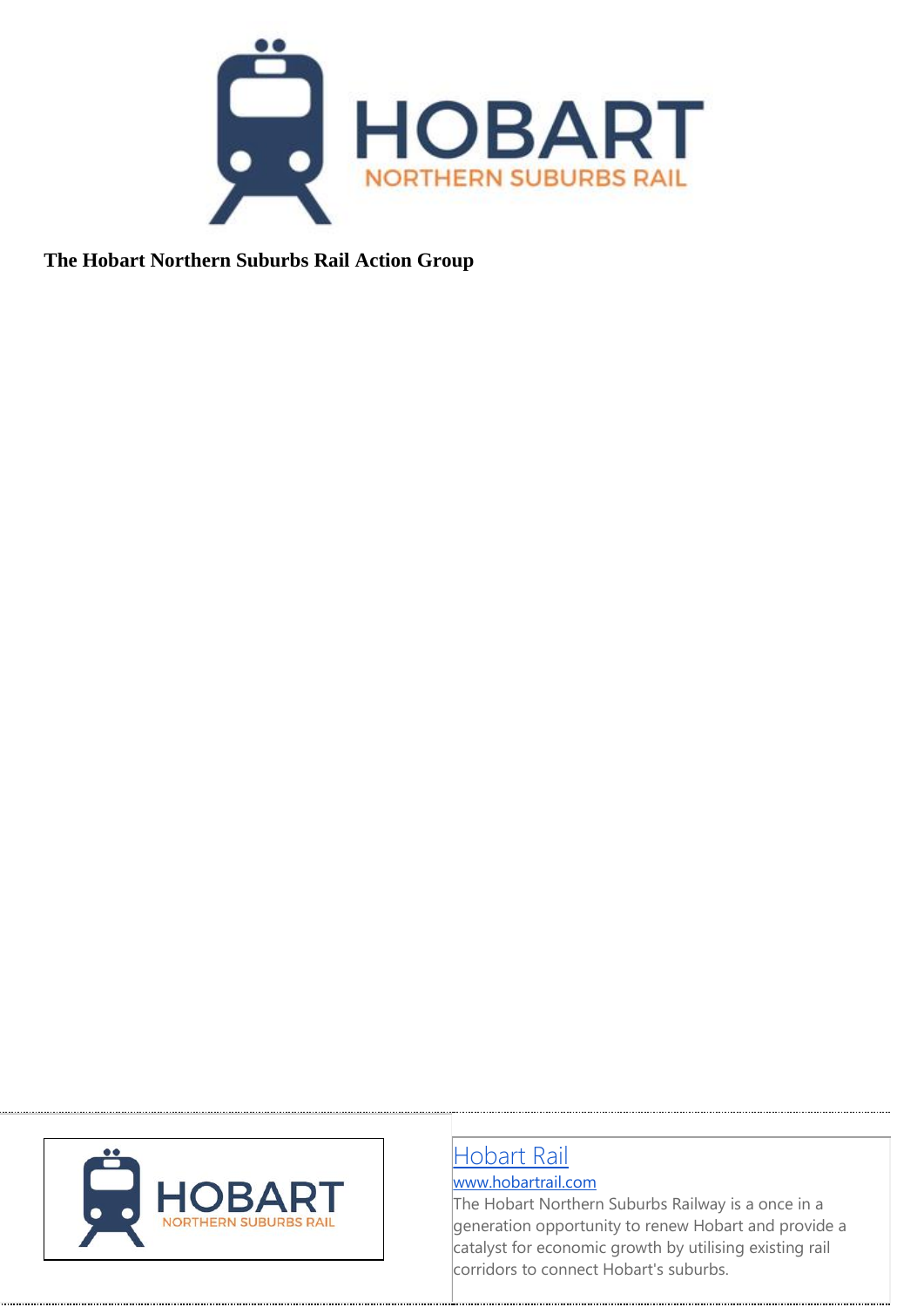**The Hobart Northern Suburbs Rail Action Group**

[Hobart Rail](www.hobartrail.com)

www.hobartrail.com

The Hobart Northern Suburbs Railway is a once in a generation opportunity to renew Hobart and provide a catalyst for economic growth by utilising existing rail corridors to connect Hobart's suburbs.